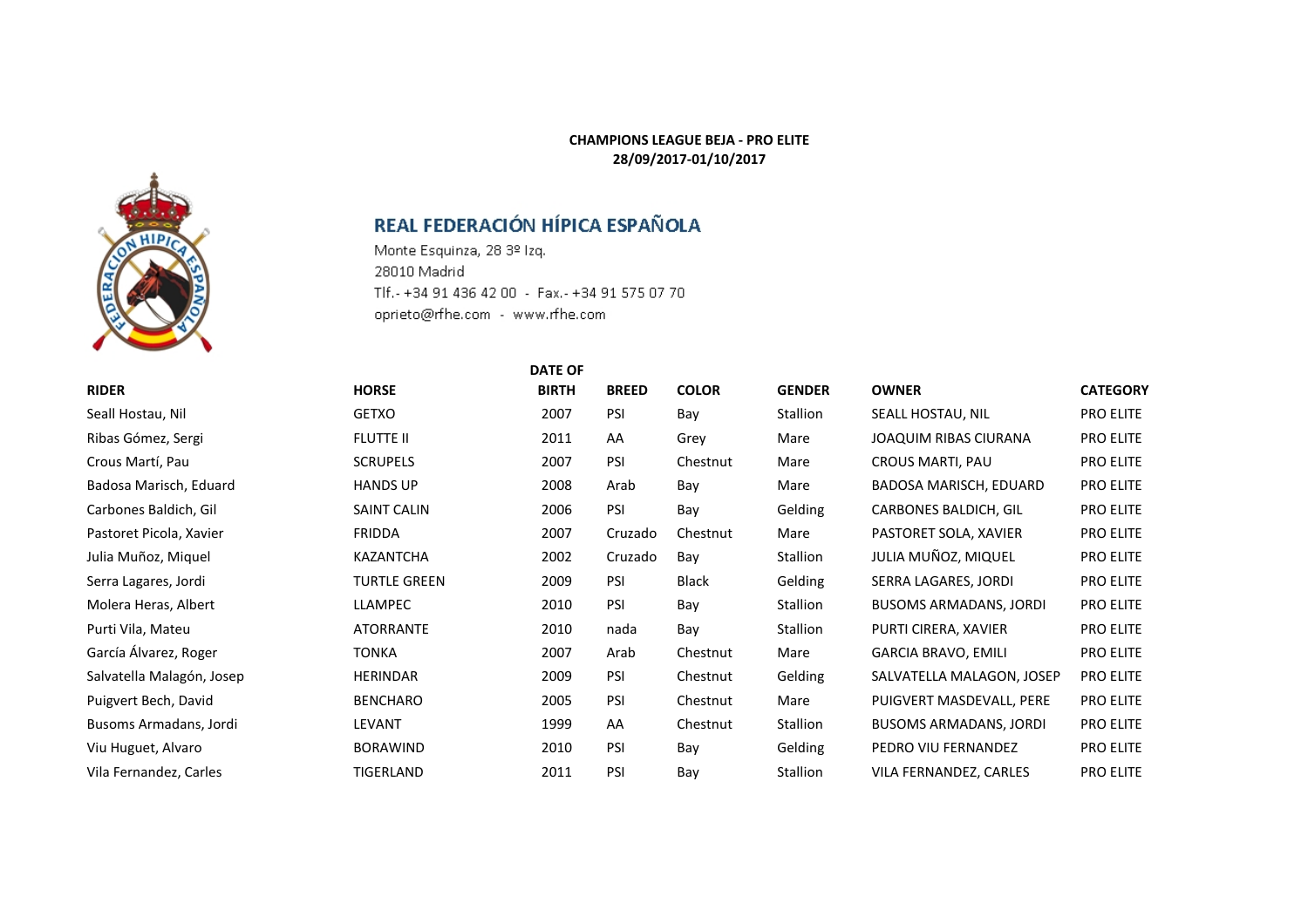**CHAMPIONS LEAGUE BEJA - PRO ELITE**
**28/09/2017-01/10/2017**

## REAL FEDERACIÓN HÍPICA ESPAÑOLA

Monte Esquinza, 28 3º Izq.
28010 Madrid
Tlf.- +34 91 436 42 00 - Fax.- +34 91 575 07 70
oprieto@rfhe.com - www.rfhe.com

| RIDER | HORSE | DATE OF BIRTH | BREED | COLOR | GENDER | OWNER | CATEGORY |
|---|---|---|---|---|---|---|---|
| Seall Hostau, Nil | GETXO | 2007 | PSI | Bay | Stallion | SEALL HOSTAU, NIL | PRO ELITE |
| Ribas Gómez, Sergi | FLUTTE II | 2011 | AA | Grey | Mare | JOAQUIM RIBAS CIURANA | PRO ELITE |
| Crous Martí, Pau | SCRUPELS | 2007 | PSI | Chestnut | Mare | CROUS MARTI, PAU | PRO ELITE |
| Badosa Marisch, Eduard | HANDS UP | 2008 | Arab | Bay | Mare | BADOSA MARISCH, EDUARD | PRO ELITE |
| Carbones Baldich, Gil | SAINT CALIN | 2006 | PSI | Bay | Gelding | CARBONES BALDICH, GIL | PRO ELITE |
| Pastoret Picola, Xavier | FRIDDA | 2007 | Cruzado | Chestnut | Mare | PASTORET SOLA, XAVIER | PRO ELITE |
| Julia Muñoz, Miquel | KAZANTCHA | 2002 | Cruzado | Bay | Stallion | JULIA MUÑOZ, MIQUEL | PRO ELITE |
| Serra Lagares, Jordi | TURTLE GREEN | 2009 | PSI | Black | Gelding | SERRA LAGARES, JORDI | PRO ELITE |
| Molera Heras, Albert | LLAMPEC | 2010 | PSI | Bay | Stallion | BUSOMS ARMADANS, JORDI | PRO ELITE |
| Purti Vila, Mateu | ATORRANTE | 2010 | nada | Bay | Stallion | PURTI CIRERA, XAVIER | PRO ELITE |
| García Álvarez, Roger | TONKA | 2007 | Arab | Chestnut | Mare | GARCIA BRAVO, EMILI | PRO ELITE |
| Salvatella Malagón, Josep | HERINDAR | 2009 | PSI | Chestnut | Gelding | SALVATELLA MALAGON, JOSEP | PRO ELITE |
| Puigvert Bech, David | BENCHARO | 2005 | PSI | Chestnut | Mare | PUIGVERT MASDEVALL, PERE | PRO ELITE |
| Busoms Armadans, Jordi | LEVANT | 1999 | AA | Chestnut | Stallion | BUSOMS ARMADANS, JORDI | PRO ELITE |
| Viu Huguet, Alvaro | BORAWIND | 2010 | PSI | Bay | Gelding | PEDRO VIU FERNANDEZ | PRO ELITE |
| Vila Fernandez, Carles | TIGERLAND | 2011 | PSI | Bay | Stallion | VILA FERNANDEZ, CARLES | PRO ELITE |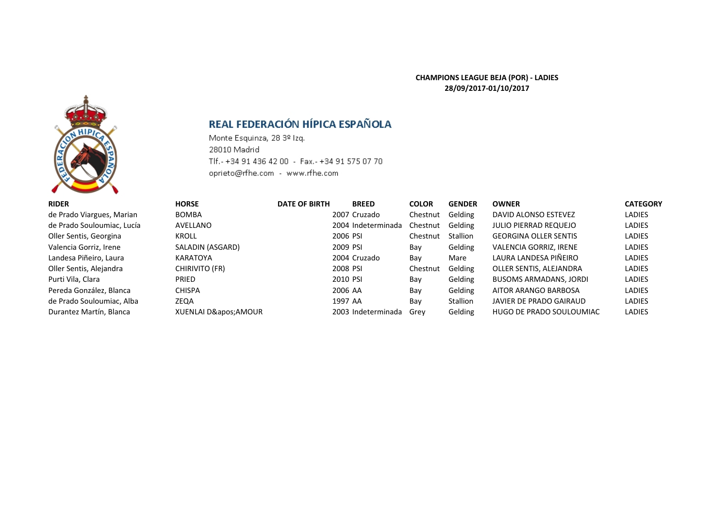**CHAMPIONS LEAGUE BEJA (POR) - LADIES**
**28/09/2017-01/10/2017**

## REAL FEDERACIÓN HÍPICA ESPAÑOLA

Monte Esquinza, 28 3º Izq.
28010 Madrid
Tlf.- +34 91 436 42 00 - Fax.- +34 91 575 07 70
oprieto@rfhe.com - www.rfhe.com

| RIDER | HORSE | DATE OF BIRTH | BREED | COLOR | GENDER | OWNER | CATEGORY |
|---|---|---|---|---|---|---|---|
| de Prado Viargues, Marian | BOMBA | 2007 | Cruzado | Chestnut | Gelding | DAVID ALONSO ESTEVEZ | LADIES |
| de Prado Souloumiac, Lucía | AVELLANO | 2004 | Indeterminada | Chestnut | Gelding | JULIO PIERRAD REQUEJO | LADIES |
| Oller Sentis, Georgina | KROLL | 2006 | PSI | Chestnut | Stallion | GEORGINA OLLER SENTIS | LADIES |
| Valencia Gorriz, Irene | SALADIN (ASGARD) | 2009 | PSI | Bay | Gelding | VALENCIA GORRIZ, IRENE | LADIES |
| Landesa Piñeiro, Laura | KARATOYA | 2004 | Cruzado | Bay | Mare | LAURA LANDESA PIÑEIRO | LADIES |
| Oller Sentis, Alejandra | CHIRIVITO (FR) | 2008 | PSI | Chestnut | Gelding | OLLER SENTIS, ALEJANDRA | LADIES |
| Purti Vila, Clara | PRIED | 2010 | PSI | Bay | Gelding | BUSOMS ARMADANS, JORDI | LADIES |
| Pereda González, Blanca | CHISPA | 2006 | AA | Bay | Gelding | AITOR ARANGO BARBOSA | LADIES |
| de Prado Souloumiac, Alba | ZEQA | 1997 | AA | Bay | Stallion | JAVIER DE PRADO GAIRAUD | LADIES |
| Durantez Martín, Blanca | XUENLAI D&apos;AMOUR | 2003 | Indeterminada | Grey | Gelding | HUGO DE PRADO SOULOUMIAC | LADIES |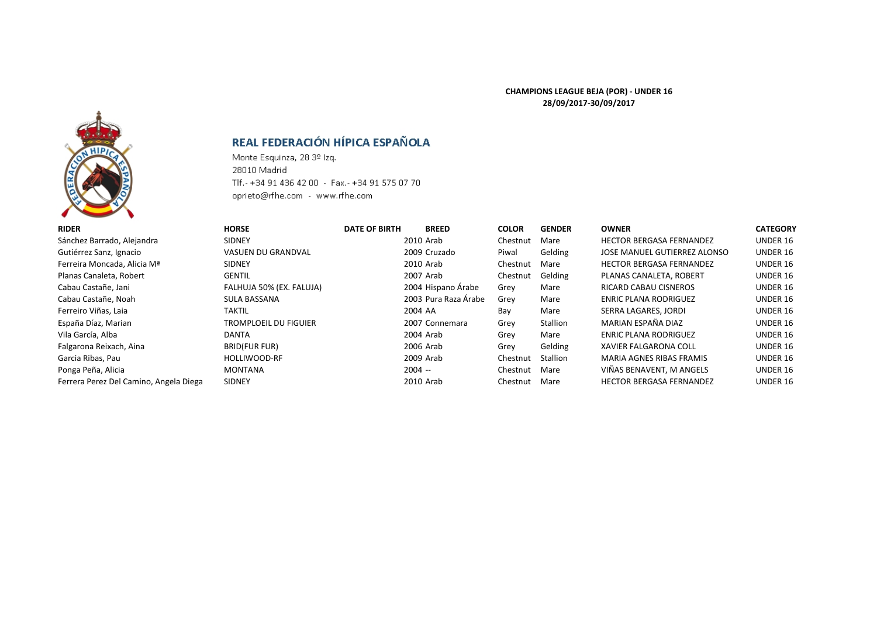**CHAMPIONS LEAGUE BEJA (POR) - UNDER 16**
**28/09/2017-30/09/2017**

## REAL FEDERACIÓN HÍPICA ESPAÑOLA

Monte Esquinza, 28 3º Izq.
28010 Madrid
Tlf.- +34 91 436 42 00 - Fax.- +34 91 575 07 70
oprieto@rfhe.com - www.rfhe.com

| RIDER | HORSE | DATE OF BIRTH | BREED | COLOR | GENDER | OWNER | CATEGORY |
|---|---|---|---|---|---|---|---|
| Sánchez Barrado, Alejandra | SIDNEY | 2010 | Arab | Chestnut | Mare | HECTOR BERGASA FERNANDEZ | UNDER 16 |
| Gutiérrez Sanz, Ignacio | VASUEN DU GRANDVAL | 2009 | Cruzado | Piwal | Gelding | JOSE MANUEL GUTIERREZ ALONSO | UNDER 16 |
| Ferreira Moncada, Alicia Mª | SIDNEY | 2010 | Arab | Chestnut | Mare | HECTOR BERGASA FERNANDEZ | UNDER 16 |
| Planas Canaleta, Robert | GENTIL | 2007 | Arab | Chestnut | Gelding | PLANAS CANALETA, ROBERT | UNDER 16 |
| Cabau Castañe, Jani | FALHUJA 50% (EX. FALUJA) | 2004 | Hispano Árabe | Grey | Mare | RICARD CABAU CISNEROS | UNDER 16 |
| Cabau Castañe, Noah | SULA BASSANA | 2003 | Pura Raza Árabe | Grey | Mare | ENRIC PLANA RODRIGUEZ | UNDER 16 |
| Ferreiro Viñas, Laia | TAKTIL | 2004 | AA | Bay | Mare | SERRA LAGARES, JORDI | UNDER 16 |
| España Díaz, Marian | TROMPLOEIL DU FIGUIER | 2007 | Connemara | Grey | Stallion | MARIAN ESPAÑA DIAZ | UNDER 16 |
| Vila García, Alba | DANTA | 2004 | Arab | Grey | Mare | ENRIC PLANA RODRIGUEZ | UNDER 16 |
| Falgarona Reixach, Aina | BRID(FUR FUR) | 2006 | Arab | Grey | Gelding | XAVIER FALGARONA COLL | UNDER 16 |
| Garcia Ribas, Pau | HOLLIWOOD-RF | 2009 | Arab | Chestnut | Stallion | MARIA AGNES RIBAS FRAMIS | UNDER 16 |
| Ponga Peña, Alicia | MONTANA | 2004 | -- | Chestnut | Mare | VIÑAS BENAVENT, M ANGELS | UNDER 16 |
| Ferrera Perez Del Camino, Angela Diega | SIDNEY | 2010 | Arab | Chestnut | Mare | HECTOR BERGASA FERNANDEZ | UNDER 16 |